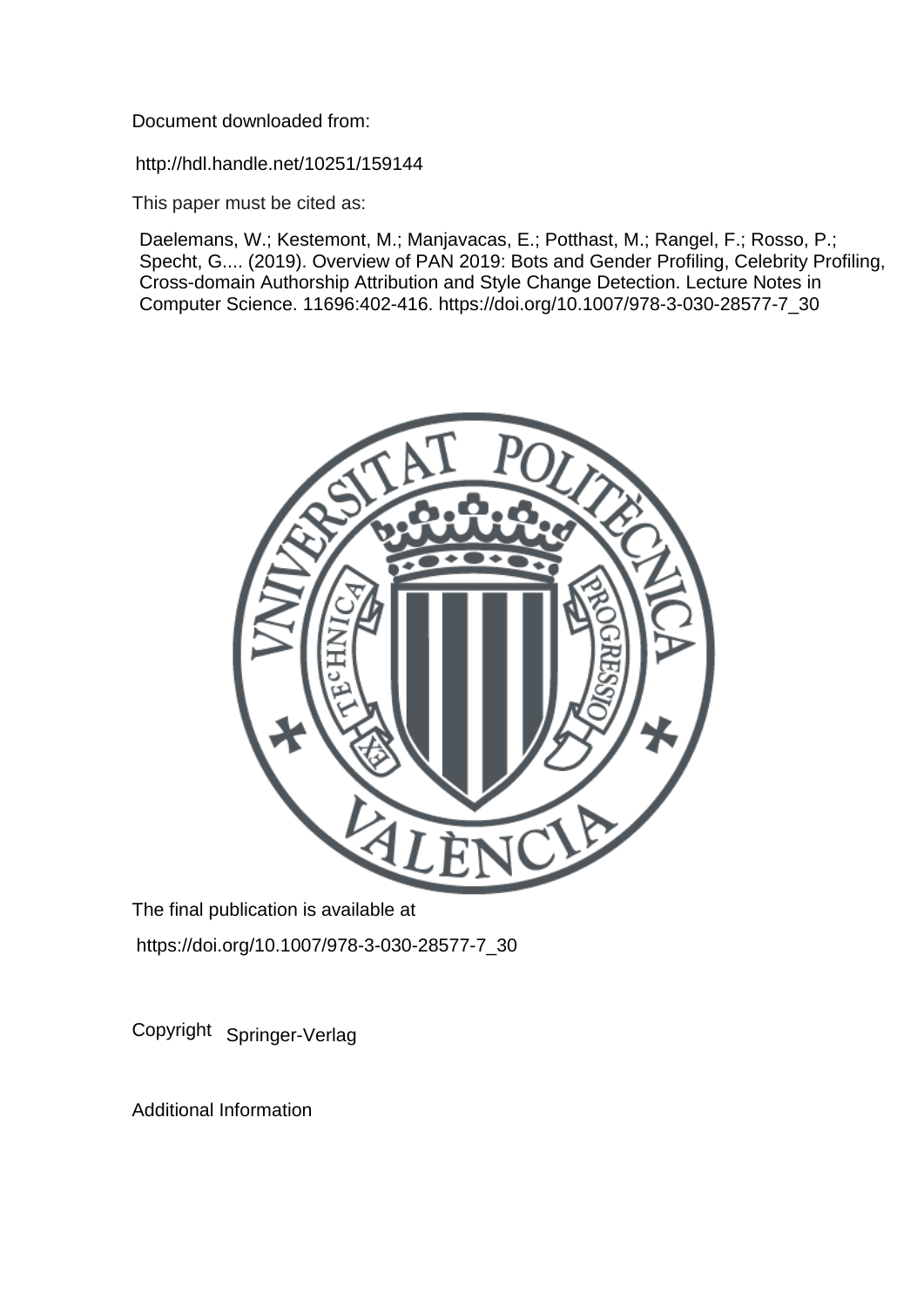Document downloaded from:

http://hdl.handle.net/10251/159144

This paper must be cited as:

Daelemans, W.; Kestemont, M.; Manjavacas, E.; Potthast, M.; Rangel, F.; Rosso, P.; Specht, G.... (2019). Overview of PAN 2019: Bots and Gender Profiling, Celebrity Profiling, Cross-domain Authorship Attribution and Style Change Detection. Lecture Notes in Computer Science. 11696:402-416. https://doi.org/10.1007/978-3-030-28577-7_30

The final publication is available at

https://doi.org/10.1007/978-3-030-28577-7_30

Copyright Springer-Verlag

Additional Information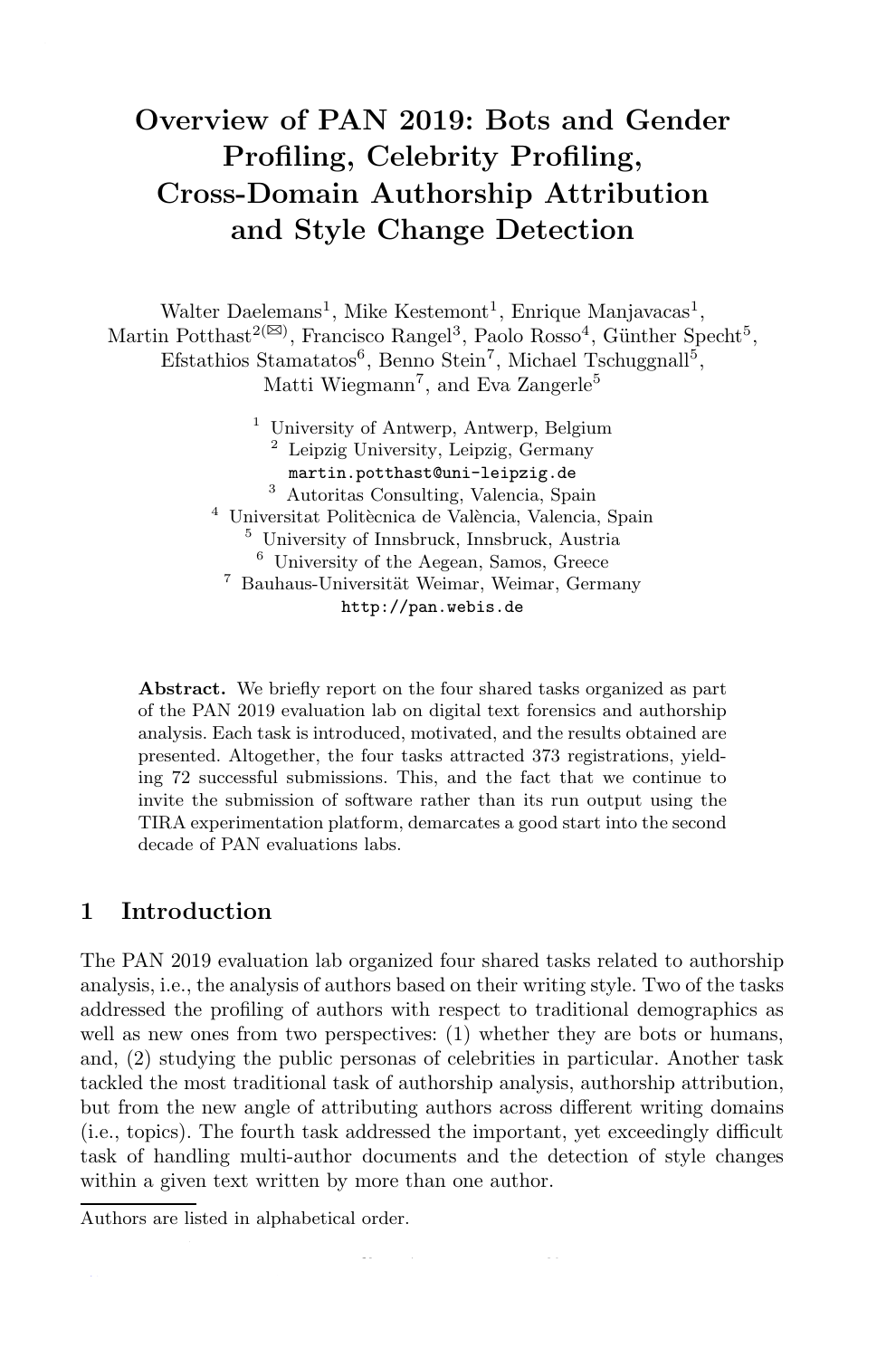# Overview of PAN 2019: Bots and Gender Profiling, Celebrity Profiling, Cross-Domain Authorship Attribution and Style Change Detection

Walter Daelemans[1], Mike Kestemont[1], Enrique Manjavacas[1], Martin Potthast[2(✉)], Francisco Rangel[3], Paolo Rosso[4], Günther Specht[5], Efstathios Stamatatos[6], Benno Stein[7], Michael Tschuggnall[5], Matti Wiegmann[7], and Eva Zangerle[5]

[1] University of Antwerp, Antwerp, Belgium
[2] Leipzig University, Leipzig, Germany
martin.potthast@uni-leipzig.de
[3] Autoritas Consulting, Valencia, Spain
[4] Universitat Politècnica de València, Valencia, Spain
[5] University of Innsbruck, Innsbruck, Austria
[6] University of the Aegean, Samos, Greece
[7] Bauhaus-Universität Weimar, Weimar, Germany
http://pan.webis.de

**Abstract.** We briefly report on the four shared tasks organized as part of the PAN 2019 evaluation lab on digital text forensics and authorship analysis. Each task is introduced, motivated, and the results obtained are presented. Altogether, the four tasks attracted 373 registrations, yielding 72 successful submissions. This, and the fact that we continue to invite the submission of software rather than its run output using the TIRA experimentation platform, demarcates a good start into the second decade of PAN evaluations labs.

## 1 Introduction

The PAN 2019 evaluation lab organized four shared tasks related to authorship analysis, i.e., the analysis of authors based on their writing style. Two of the tasks addressed the profiling of authors with respect to traditional demographics as well as new ones from two perspectives: (1) whether they are bots or humans, and, (2) studying the public personas of celebrities in particular. Another task tackled the most traditional task of authorship analysis, authorship attribution, but from the new angle of attributing authors across different writing domains (i.e., topics). The fourth task addressed the important, yet exceedingly difficult task of handling multi-author documents and the detection of style changes within a given text written by more than one author.

Authors are listed in alphabetical order.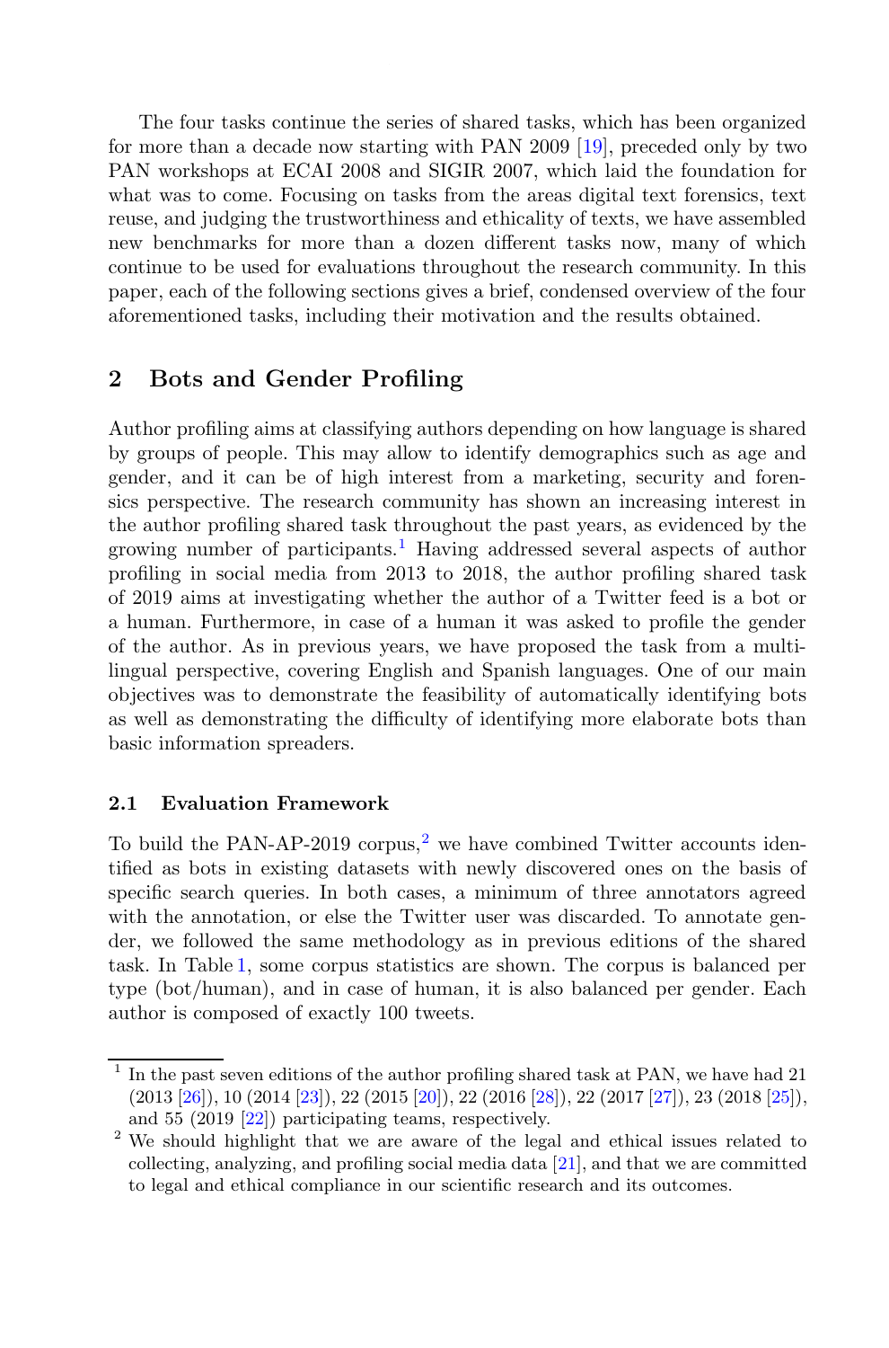The four tasks continue the series of shared tasks, which has been organized for more than a decade now starting with PAN 2009 [19], preceded only by two PAN workshops at ECAI 2008 and SIGIR 2007, which laid the foundation for what was to come. Focusing on tasks from the areas digital text forensics, text reuse, and judging the trustworthiness and ethicality of texts, we have assembled new benchmarks for more than a dozen different tasks now, many of which continue to be used for evaluations throughout the research community. In this paper, each of the following sections gives a brief, condensed overview of the four aforementioned tasks, including their motivation and the results obtained.

## 2 Bots and Gender Profiling

Author profiling aims at classifying authors depending on how language is shared by groups of people. This may allow to identify demographics such as age and gender, and it can be of high interest from a marketing, security and forensics perspective. The research community has shown an increasing interest in the author profiling shared task throughout the past years, as evidenced by the growing number of participants.[1] Having addressed several aspects of author profiling in social media from 2013 to 2018, the author profiling shared task of 2019 aims at investigating whether the author of a Twitter feed is a bot or a human. Furthermore, in case of a human it was asked to profile the gender of the author. As in previous years, we have proposed the task from a multilingual perspective, covering English and Spanish languages. One of our main objectives was to demonstrate the feasibility of automatically identifying bots as well as demonstrating the difficulty of identifying more elaborate bots than basic information spreaders.

### 2.1 Evaluation Framework

To build the PAN-AP-2019 corpus,[2] we have combined Twitter accounts identified as bots in existing datasets with newly discovered ones on the basis of specific search queries. In both cases, a minimum of three annotators agreed with the annotation, or else the Twitter user was discarded. To annotate gender, we followed the same methodology as in previous editions of the shared task. In Table 1, some corpus statistics are shown. The corpus is balanced per type (bot/human), and in case of human, it is also balanced per gender. Each author is composed of exactly 100 tweets.

---

[1] In the past seven editions of the author profiling shared task at PAN, we have had 21 (2013 [26]), 10 (2014 [23]), 22 (2015 [20]), 22 (2016 [28]), 22 (2017 [27]), 23 (2018 [25]), and 55 (2019 [22]) participating teams, respectively.

[2] We should highlight that we are aware of the legal and ethical issues related to collecting, analyzing, and profiling social media data [21], and that we are committed to legal and ethical compliance in our scientific research and its outcomes.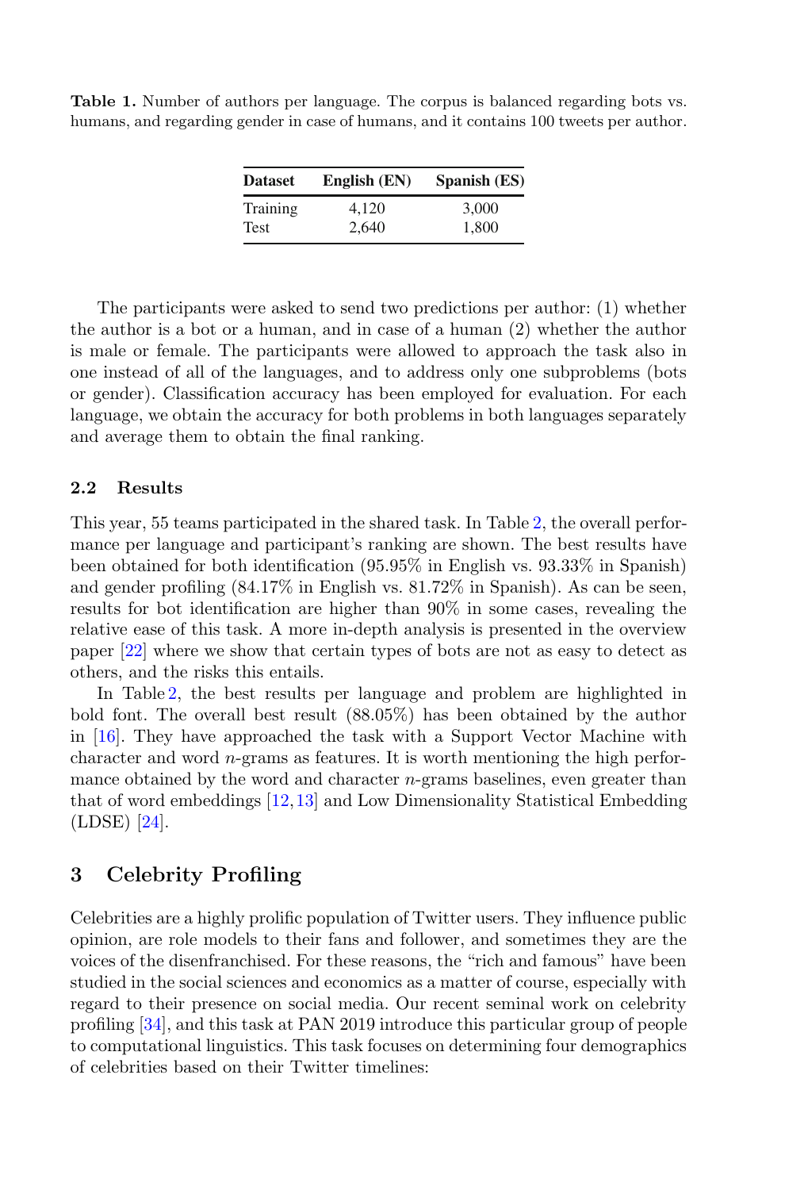**Table 1.** Number of authors per language. The corpus is balanced regarding bots vs. humans, and regarding gender in case of humans, and it contains 100 tweets per author.

| Dataset | English (EN) | Spanish (ES) |
|---|---|---|
| Training | 4,120 | 3,000 |
| Test | 2,640 | 1,800 |

The participants were asked to send two predictions per author: (1) whether the author is a bot or a human, and in case of a human (2) whether the author is male or female. The participants were allowed to approach the task also in one instead of all of the languages, and to address only one subproblems (bots or gender). Classification accuracy has been employed for evaluation. For each language, we obtain the accuracy for both problems in both languages separately and average them to obtain the final ranking.

### 2.2 Results

This year, 55 teams participated in the shared task. In Table 2, the overall performance per language and participant's ranking are shown. The best results have been obtained for both identification (95.95% in English vs. 93.33% in Spanish) and gender profiling (84.17% in English vs. 81.72% in Spanish). As can be seen, results for bot identification are higher than 90% in some cases, revealing the relative ease of this task. A more in-depth analysis is presented in the overview paper [22] where we show that certain types of bots are not as easy to detect as others, and the risks this entails.

In Table 2, the best results per language and problem are highlighted in bold font. The overall best result (88.05%) has been obtained by the author in [16]. They have approached the task with a Support Vector Machine with character and word $n$-grams as features. It is worth mentioning the high performance obtained by the word and character $n$-grams baselines, even greater than that of word embeddings [12,13] and Low Dimensionality Statistical Embedding (LDSE) [24].

## 3 Celebrity Profiling

Celebrities are a highly prolific population of Twitter users. They influence public opinion, are role models to their fans and follower, and sometimes they are the voices of the disenfranchised. For these reasons, the "rich and famous" have been studied in the social sciences and economics as a matter of course, especially with regard to their presence on social media. Our recent seminal work on celebrity profiling [34], and this task at PAN 2019 introduce this particular group of people to computational linguistics. This task focuses on determining four demographics of celebrities based on their Twitter timelines: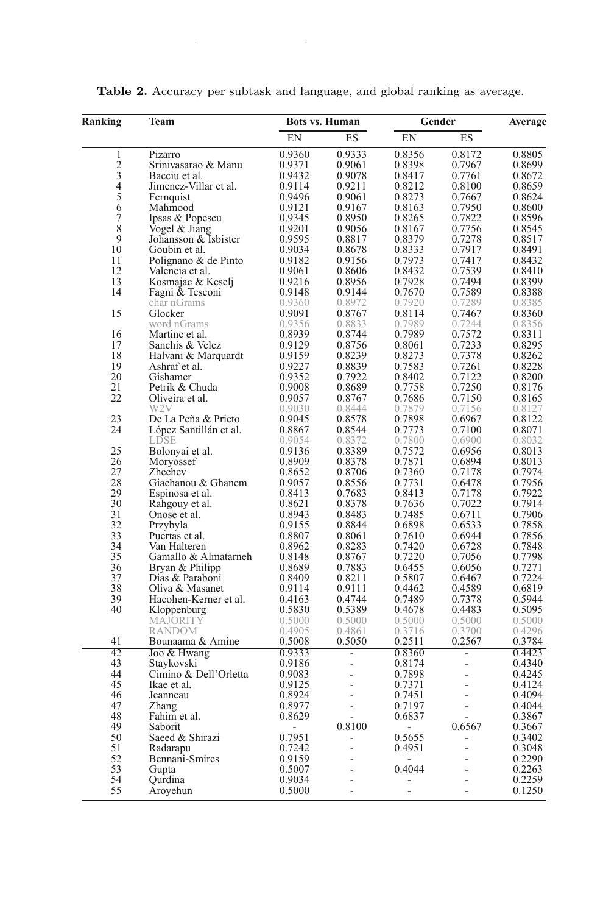**Table 2.** Accuracy per subtask and language, and global ranking as average.

| Ranking | Team | Bots vs. Human | | Gender | | Average |
|---|---|---|---|---|---|---|
| | | EN | ES | EN | ES | |
| 1 | Pizarro | 0.9360 | 0.9333 | 0.8356 | 0.8172 | 0.8805 |
| 2 | Srinivasarao & Manu | 0.9371 | 0.9061 | 0.8398 | 0.7967 | 0.8699 |
| 3 | Bacciu et al. | 0.9432 | 0.9078 | 0.8417 | 0.7761 | 0.8672 |
| 4 | Jimenez-Villar et al. | 0.9114 | 0.9211 | 0.8212 | 0.8100 | 0.8659 |
| 5 | Fernquist | 0.9496 | 0.9061 | 0.8273 | 0.7667 | 0.8624 |
| 6 | Mahmood | 0.9121 | 0.9167 | 0.8163 | 0.7950 | 0.8600 |
| 7 | Ipsas & Popescu | 0.9345 | 0.8950 | 0.8265 | 0.7822 | 0.8596 |
| 8 | Vogel & Jiang | 0.9201 | 0.9056 | 0.8167 | 0.7756 | 0.8545 |
| 9 | Johansson & Isbister | 0.9595 | 0.8817 | 0.8379 | 0.7278 | 0.8517 |
| 10 | Goubin et al. | 0.9034 | 0.8678 | 0.8333 | 0.7917 | 0.8491 |
| 11 | Polignano & de Pinto | 0.9182 | 0.9156 | 0.7973 | 0.7417 | 0.8432 |
| 12 | Valencia et al. | 0.9061 | 0.8606 | 0.8432 | 0.7539 | 0.8410 |
| 13 | Kosmajac & Keselj | 0.9216 | 0.8956 | 0.7928 | 0.7494 | 0.8399 |
| 14 | Fagni & Tesconi | 0.9148 | 0.9144 | 0.7670 | 0.7589 | 0.8388 |
| | char nGrams | 0.9360 | 0.8972 | 0.7920 | 0.7289 | 0.8385 |
| 15 | Glocker | 0.9091 | 0.8767 | 0.8114 | 0.7467 | 0.8360 |
| | word nGrams | 0.9356 | 0.8833 | 0.7989 | 0.7244 | 0.8356 |
| 16 | Martinc et al. | 0.8939 | 0.8744 | 0.7989 | 0.7572 | 0.8311 |
| 17 | Sanchis & Velez | 0.9129 | 0.8756 | 0.8061 | 0.7233 | 0.8295 |
| 18 | Halvani & Marquardt | 0.9159 | 0.8239 | 0.8273 | 0.7378 | 0.8262 |
| 19 | Ashraf et al. | 0.9227 | 0.8839 | 0.7583 | 0.7261 | 0.8228 |
| 20 | Gishamer | 0.9352 | 0.7922 | 0.8402 | 0.7122 | 0.8200 |
| 21 | Petrik & Chuda | 0.9008 | 0.8689 | 0.7758 | 0.7250 | 0.8176 |
| 22 | Oliveira et al. | 0.9057 | 0.8767 | 0.7686 | 0.7150 | 0.8165 |
| | W2V | 0.9030 | 0.8444 | 0.7879 | 0.7156 | 0.8127 |
| 23 | De La Peña & Prieto | 0.9045 | 0.8578 | 0.7898 | 0.6967 | 0.8122 |
| 24 | López Santillán et al. | 0.8867 | 0.8544 | 0.7773 | 0.7100 | 0.8071 |
| | LDSE | 0.9054 | 0.8372 | 0.7800 | 0.6900 | 0.8032 |
| 25 | Bolonyai et al. | 0.9136 | 0.8389 | 0.7572 | 0.6956 | 0.8013 |
| 26 | Moryossef | 0.8909 | 0.8378 | 0.7871 | 0.6894 | 0.8013 |
| 27 | Zhechev | 0.8652 | 0.8706 | 0.7360 | 0.7178 | 0.7974 |
| 28 | Giachanou & Ghanem | 0.9057 | 0.8556 | 0.7731 | 0.6478 | 0.7956 |
| 29 | Espinosa et al. | 0.8413 | 0.7683 | 0.8413 | 0.7178 | 0.7922 |
| 30 | Rahgouy et al. | 0.8621 | 0.8378 | 0.7636 | 0.7022 | 0.7914 |
| 31 | Onose et al. | 0.8943 | 0.8483 | 0.7485 | 0.6711 | 0.7906 |
| 32 | Przybyla | 0.9155 | 0.8844 | 0.6898 | 0.6533 | 0.7858 |
| 33 | Puertas et al. | 0.8807 | 0.8061 | 0.7610 | 0.6944 | 0.7856 |
| 34 | Van Halteren | 0.8962 | 0.8283 | 0.7420 | 0.6728 | 0.7848 |
| 35 | Gamallo & Almatarneh | 0.8148 | 0.8767 | 0.7220 | 0.7056 | 0.7798 |
| 36 | Bryan & Philipp | 0.8689 | 0.7883 | 0.6455 | 0.6056 | 0.7271 |
| 37 | Dias & Paraboni | 0.8409 | 0.8211 | 0.5807 | 0.6467 | 0.7224 |
| 38 | Oliva & Masanet | 0.9114 | 0.9111 | 0.4462 | 0.4589 | 0.6819 |
| 39 | Hacohen-Kerner et al. | 0.4163 | 0.4744 | 0.7489 | 0.7378 | 0.5944 |
| 40 | Kloppenburg | 0.5830 | 0.5389 | 0.4678 | 0.4483 | 0.5095 |
| | MAJORITY | 0.5000 | 0.5000 | 0.5000 | 0.5000 | 0.5000 |
| | RANDOM | 0.4905 | 0.4861 | 0.3716 | 0.3700 | 0.4296 |
| 41 | Bounaama & Amine | 0.5008 | 0.5050 | 0.2511 | 0.2567 | 0.3784 |
| 42 | Joo & Hwang | 0.9333 | - | 0.8360 | - | 0.4423 |
| 43 | Staykovski | 0.9186 | - | 0.8174 | - | 0.4340 |
| 44 | Cimino & Dell'Orletta | 0.9083 | - | 0.7898 | - | 0.4245 |
| 45 | Ikae et al. | 0.9125 | - | 0.7371 | - | 0.4124 |
| 46 | Jeanneau | 0.8924 | - | 0.7451 | - | 0.4094 |
| 47 | Zhang | 0.8977 | - | 0.7197 | - | 0.4044 |
| 48 | Fahim et al. | 0.8629 | - | 0.6837 | - | 0.3867 |
| 49 | Saborit | - | 0.8100 | - | 0.6567 | 0.3667 |
| 50 | Saeed & Shirazi | 0.7951 | - | 0.5655 | - | 0.3402 |
| 51 | Radarapu | 0.7242 | - | 0.4951 | - | 0.3048 |
| 52 | Bennani-Smires | 0.9159 | - | - | - | 0.2290 |
| 53 | Gupta | 0.5007 | - | 0.4044 | - | 0.2263 |
| 54 | Qurdina | 0.9034 | - | - | - | 0.2259 |
| 55 | Aroyehun | 0.5000 | - | - | - | 0.1250 |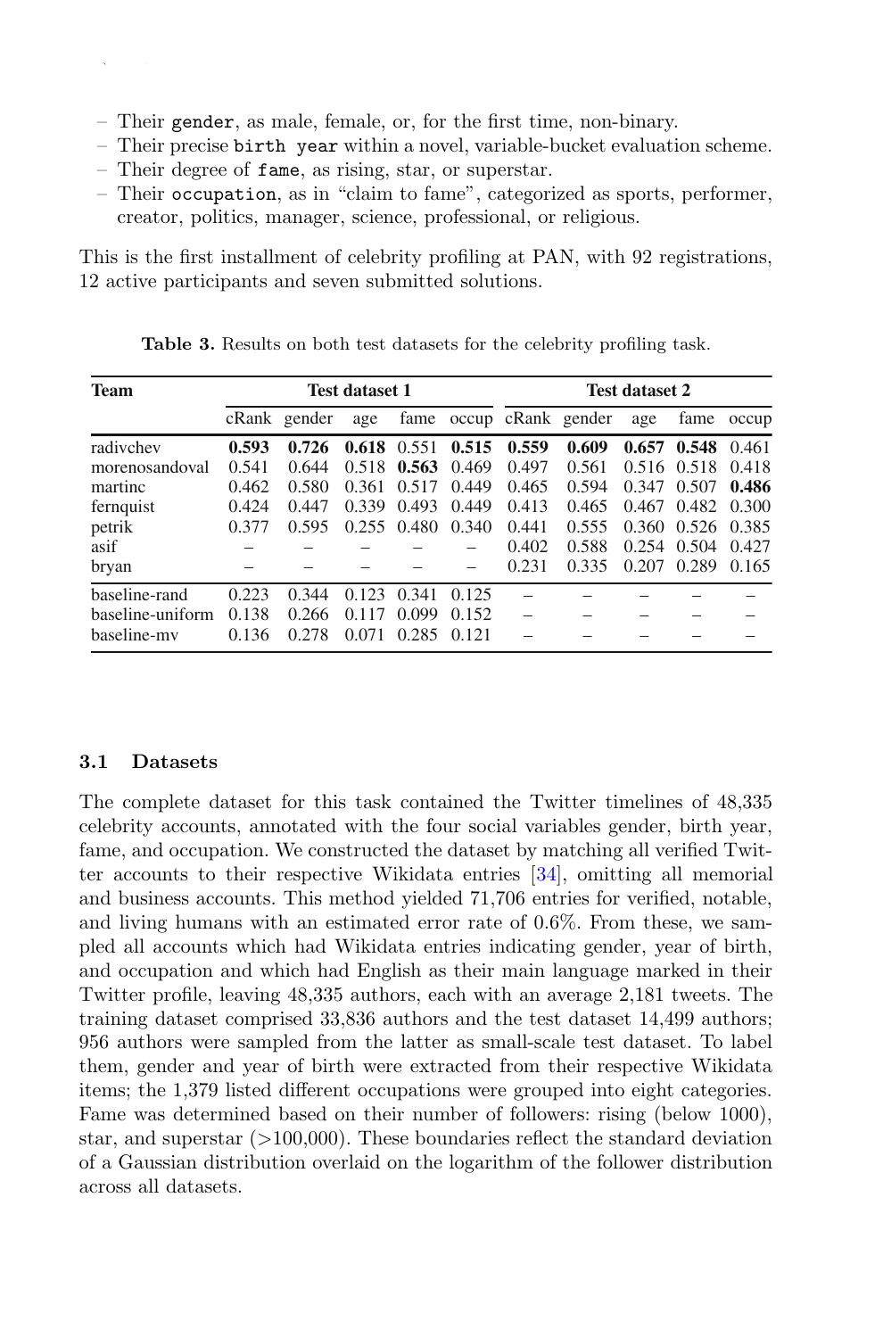- Their gender, as male, female, or, for the first time, non-binary.
- Their precise birth year within a novel, variable-bucket evaluation scheme.
- Their degree of fame, as rising, star, or superstar.
- Their occupation, as in "claim to fame", categorized as sports, performer, creator, politics, manager, science, professional, or religious.

This is the first installment of celebrity profiling at PAN, with 92 registrations, 12 active participants and seven submitted solutions.

**Table 3.** Results on both test datasets for the celebrity profiling task.

| Team | Test dataset 1 | | | | | Test dataset 2 | | | | |
|---|---|---|---|---|---|---|---|---|---|---|
| | cRank | gender | age | fame | occup | cRank | gender | age | fame | occup |
| radivchev | **0.593** | **0.726** | **0.618** | 0.551 | **0.515** | **0.559** | **0.609** | **0.657** | **0.548** | 0.461 |
| morenosandoval | 0.541 | 0.644 | 0.518 | **0.563** | 0.469 | 0.497 | 0.561 | 0.516 | 0.518 | 0.418 |
| martinc | 0.462 | 0.580 | 0.361 | 0.517 | 0.449 | 0.465 | 0.594 | 0.347 | 0.507 | **0.486** |
| fernquist | 0.424 | 0.447 | 0.339 | 0.493 | 0.449 | 0.413 | 0.465 | 0.467 | 0.482 | 0.300 |
| petrik | 0.377 | 0.595 | 0.255 | 0.480 | 0.340 | 0.441 | 0.555 | 0.360 | 0.526 | 0.385 |
| asif | – | – | – | – | – | 0.402 | 0.588 | 0.254 | 0.504 | 0.427 |
| bryan | – | – | – | – | – | 0.231 | 0.335 | 0.207 | 0.289 | 0.165 |
| baseline-rand | 0.223 | 0.344 | 0.123 | 0.341 | 0.125 | – | – | – | – | – |
| baseline-uniform | 0.138 | 0.266 | 0.117 | 0.099 | 0.152 | – | – | – | – | – |
| baseline-mv | 0.136 | 0.278 | 0.071 | 0.285 | 0.121 | – | – | – | – | – |

### 3.1 Datasets

The complete dataset for this task contained the Twitter timelines of 48,335 celebrity accounts, annotated with the four social variables gender, birth year, fame, and occupation. We constructed the dataset by matching all verified Twitter accounts to their respective Wikidata entries [34], omitting all memorial and business accounts. This method yielded 71,706 entries for verified, notable, and living humans with an estimated error rate of 0.6%. From these, we sampled all accounts which had Wikidata entries indicating gender, year of birth, and occupation and which had English as their main language marked in their Twitter profile, leaving 48,335 authors, each with an average 2,181 tweets. The training dataset comprised 33,836 authors and the test dataset 14,499 authors; 956 authors were sampled from the latter as small-scale test dataset. To label them, gender and year of birth were extracted from their respective Wikidata items; the 1,379 listed different occupations were grouped into eight categories. Fame was determined based on their number of followers: rising (below 1000), star, and superstar (>100,000). These boundaries reflect the standard deviation of a Gaussian distribution overlaid on the logarithm of the follower distribution across all datasets.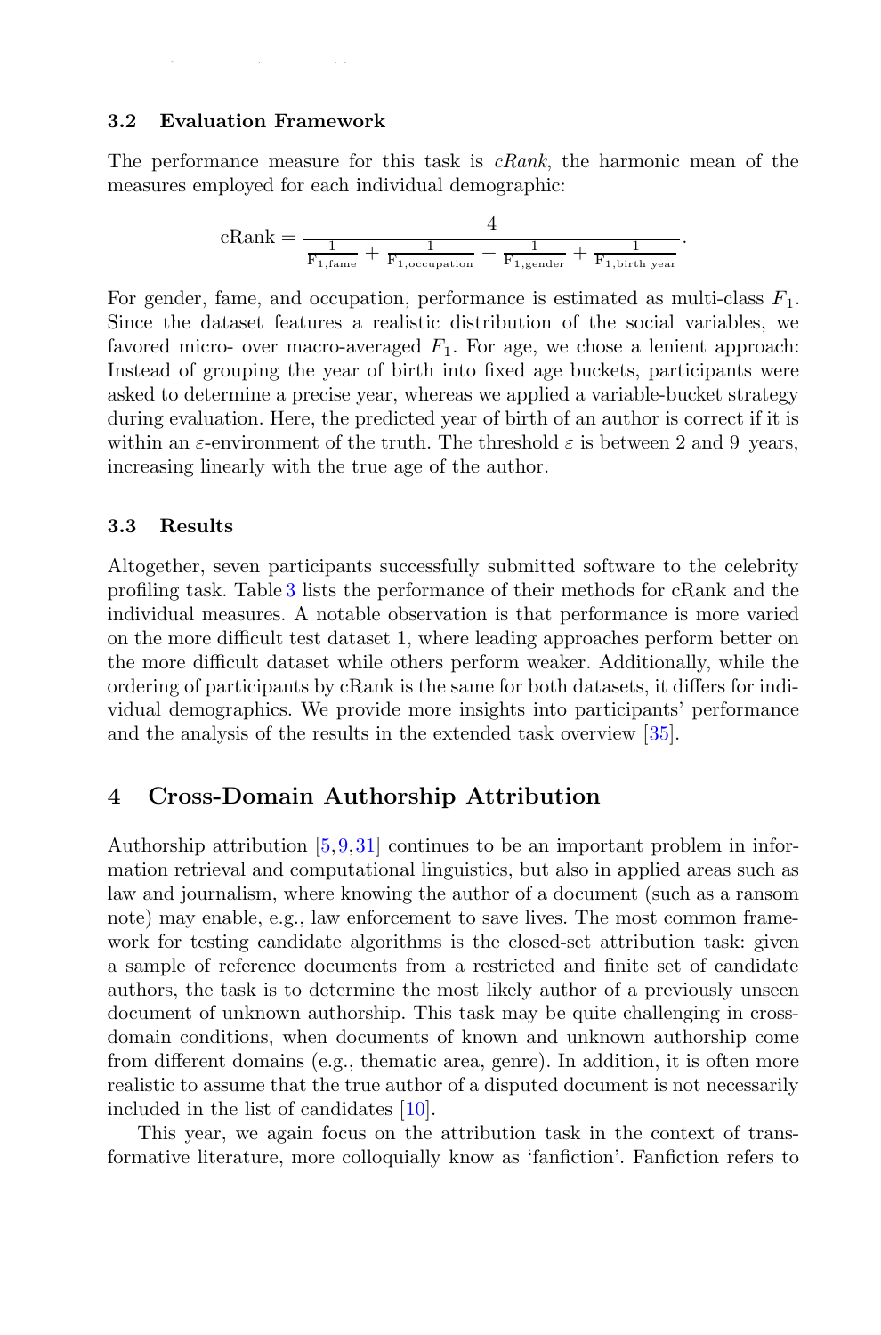### 3.2 Evaluation Framework

The performance measure for this task is *cRank*, the harmonic mean of the measures employed for each individual demographic:

$$\text{cRank} = \frac{4}{\frac{1}{\text{F}_{1,\text{fame}}} + \frac{1}{\text{F}_{1,\text{occupation}}} + \frac{1}{\text{F}_{1,\text{gender}}} + \frac{1}{\text{F}_{1,\text{birth year}}}}.$$

For gender, fame, and occupation, performance is estimated as multi-class $F_1$. Since the dataset features a realistic distribution of the social variables, we favored micro- over macro-averaged $F_1$. For age, we chose a lenient approach: Instead of grouping the year of birth into fixed age buckets, participants were asked to determine a precise year, whereas we applied a variable-bucket strategy during evaluation. Here, the predicted year of birth of an author is correct if it is within an $\varepsilon$-environment of the truth. The threshold $\varepsilon$ is between 2 and 9 years, increasing linearly with the true age of the author.

### 3.3 Results

Altogether, seven participants successfully submitted software to the celebrity profiling task. Table 3 lists the performance of their methods for cRank and the individual measures. A notable observation is that performance is more varied on the more difficult test dataset 1, where leading approaches perform better on the more difficult dataset while others perform weaker. Additionally, while the ordering of participants by cRank is the same for both datasets, it differs for individual demographics. We provide more insights into participants' performance and the analysis of the results in the extended task overview [35].

## 4 Cross-Domain Authorship Attribution

Authorship attribution [5,9,31] continues to be an important problem in information retrieval and computational linguistics, but also in applied areas such as law and journalism, where knowing the author of a document (such as a ransom note) may enable, e.g., law enforcement to save lives. The most common framework for testing candidate algorithms is the closed-set attribution task: given a sample of reference documents from a restricted and finite set of candidate authors, the task is to determine the most likely author of a previously unseen document of unknown authorship. This task may be quite challenging in cross-domain conditions, when documents of known and unknown authorship come from different domains (e.g., thematic area, genre). In addition, it is often more realistic to assume that the true author of a disputed document is not necessarily included in the list of candidates [10].

This year, we again focus on the attribution task in the context of transformative literature, more colloquially know as 'fanfiction'. Fanfiction refers to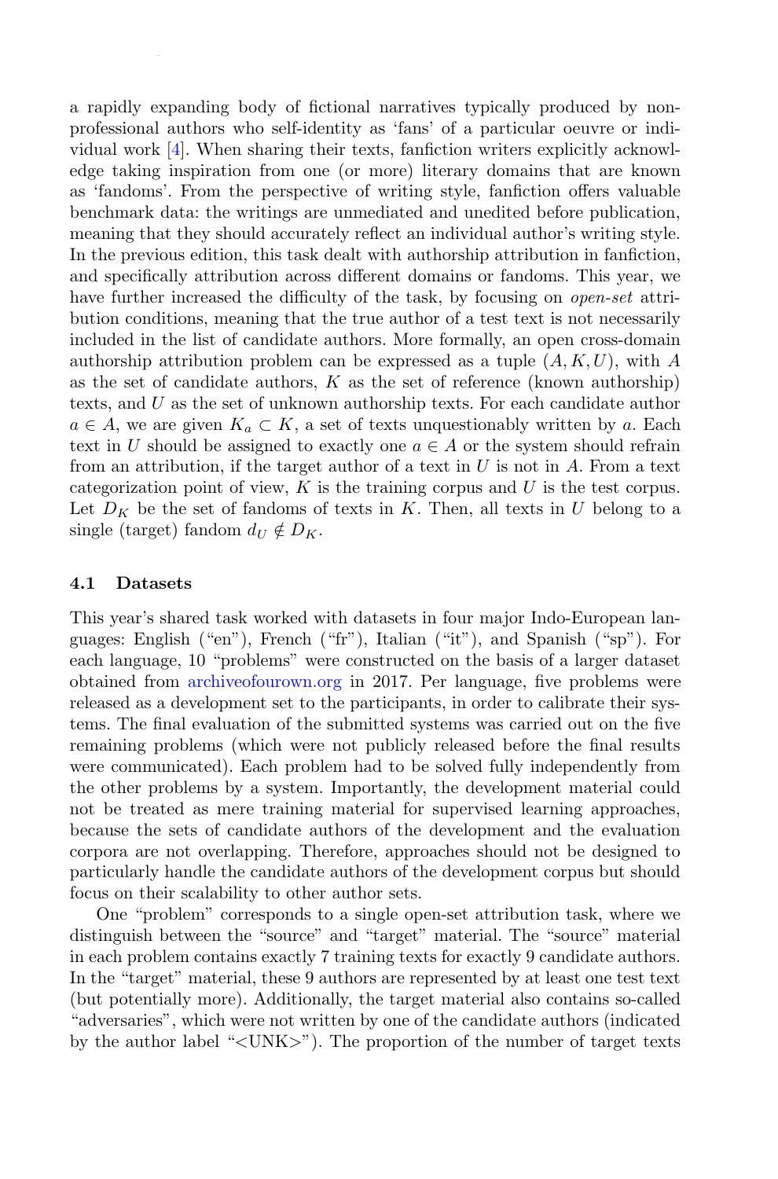a rapidly expanding body of fictional narratives typically produced by non-professional authors who self-identity as 'fans' of a particular oeuvre or individual work [4]. When sharing their texts, fanfiction writers explicitly acknowledge taking inspiration from one (or more) literary domains that are known as 'fandoms'. From the perspective of writing style, fanfiction offers valuable benchmark data: the writings are unmediated and unedited before publication, meaning that they should accurately reflect an individual author's writing style. In the previous edition, this task dealt with authorship attribution in fanfiction, and specifically attribution across different domains or fandoms. This year, we have further increased the difficulty of the task, by focusing on *open-set* attribution conditions, meaning that the true author of a test text is not necessarily included in the list of candidate authors. More formally, an open cross-domain authorship attribution problem can be expressed as a tuple $(A, K, U)$, with $A$ as the set of candidate authors, $K$ as the set of reference (known authorship) texts, and $U$ as the set of unknown authorship texts. For each candidate author $a \in A$, we are given $K_a \subset K$, a set of texts unquestionably written by $a$. Each text in $U$ should be assigned to exactly one $a \in A$ or the system should refrain from an attribution, if the target author of a text in $U$ is not in $A$. From a text categorization point of view, $K$ is the training corpus and $U$ is the test corpus. Let $D_K$ be the set of fandoms of texts in $K$. Then, all texts in $U$ belong to a single (target) fandom $d_U \notin D_K$.

### 4.1 Datasets

This year's shared task worked with datasets in four major Indo-European languages: English ("en"), French ("fr"), Italian ("it"), and Spanish ("sp"). For each language, 10 "problems" were constructed on the basis of a larger dataset obtained from archiveofourown.org in 2017. Per language, five problems were released as a development set to the participants, in order to calibrate their systems. The final evaluation of the submitted systems was carried out on the five remaining problems (which were not publicly released before the final results were communicated). Each problem had to be solved fully independently from the other problems by a system. Importantly, the development material could not be treated as mere training material for supervised learning approaches, because the sets of candidate authors of the development and the evaluation corpora are not overlapping. Therefore, approaches should not be designed to particularly handle the candidate authors of the development corpus but should focus on their scalability to other author sets.

One "problem" corresponds to a single open-set attribution task, where we distinguish between the "source" and "target" material. The "source" material in each problem contains exactly 7 training texts for exactly 9 candidate authors. In the "target" material, these 9 authors are represented by at least one test text (but potentially more). Additionally, the target material also contains so-called "adversaries", which were not written by one of the candidate authors (indicated by the author label "<UNK>"). The proportion of the number of target texts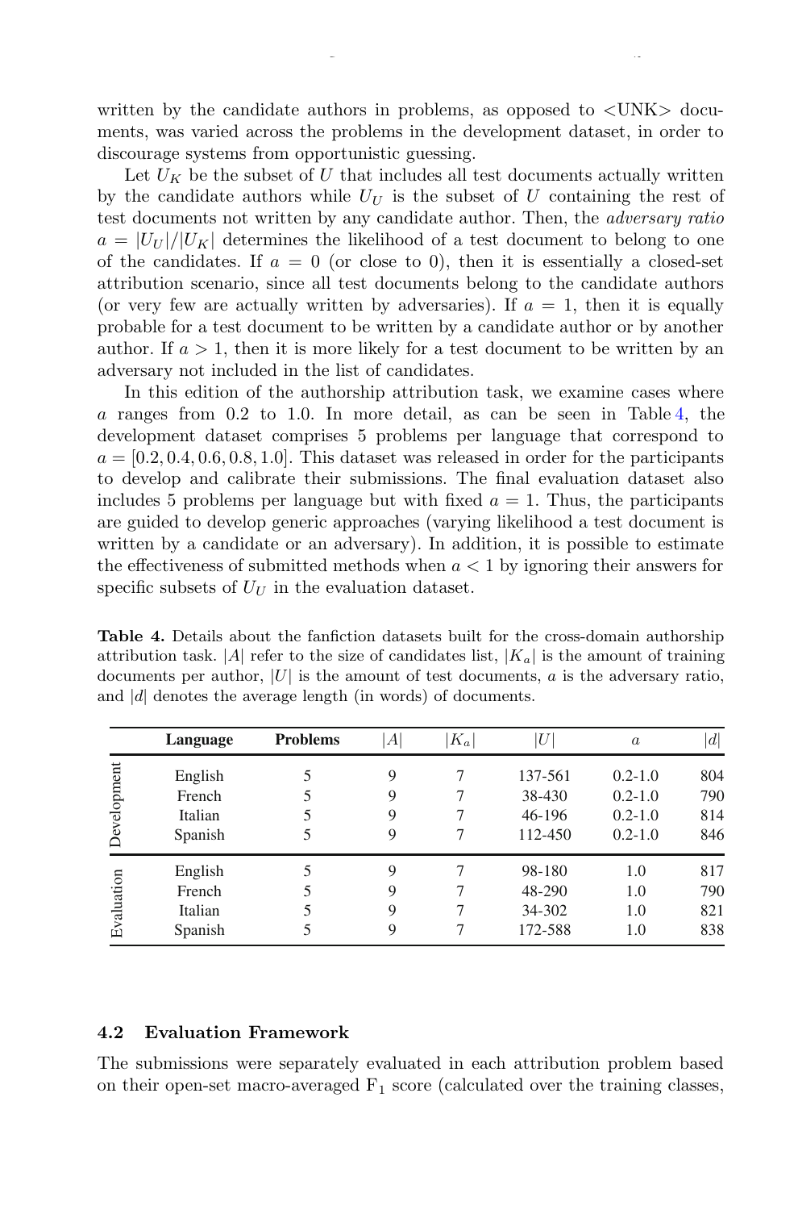written by the candidate authors in problems, as opposed to <UNK> documents, was varied across the problems in the development dataset, in order to discourage systems from opportunistic guessing.

Let $U_K$ be the subset of $U$ that includes all test documents actually written by the candidate authors while $U_U$ is the subset of $U$ containing the rest of test documents not written by any candidate author. Then, the *adversary ratio* $a = |U_U|/|U_K|$ determines the likelihood of a test document to belong to one of the candidates. If $a = 0$ (or close to 0), then it is essentially a closed-set attribution scenario, since all test documents belong to the candidate authors (or very few are actually written by adversaries). If $a = 1$, then it is equally probable for a test document to be written by a candidate author or by another author. If $a > 1$, then it is more likely for a test document to be written by an adversary not included in the list of candidates.

In this edition of the authorship attribution task, we examine cases where $a$ ranges from 0.2 to 1.0. In more detail, as can be seen in Table 4, the development dataset comprises 5 problems per language that correspond to $a = [0.2, 0.4, 0.6, 0.8, 1.0]$. This dataset was released in order for the participants to develop and calibrate their submissions. The final evaluation dataset also includes 5 problems per language but with fixed $a = 1$. Thus, the participants are guided to develop generic approaches (varying likelihood a test document is written by a candidate or an adversary). In addition, it is possible to estimate the effectiveness of submitted methods when $a < 1$ by ignoring their answers for specific subsets of $U_U$ in the evaluation dataset.

**Table 4.** Details about the fanfiction datasets built for the cross-domain authorship attribution task. $|A|$ refer to the size of candidates list, $|K_a|$ is the amount of training documents per author, $|U|$ is the amount of test documents, $a$ is the adversary ratio, and $|d|$ denotes the average length (in words) of documents.

| | Language | Problems | $\|A\|$ | $\|K_a\|$ | $\|U\|$ | $a$ | $\|d\|$ |
|---|---|---|---|---|---|---|---|
| Development | English | 5 | 9 | 7 | 137-561 | 0.2-1.0 | 804 |
| | French | 5 | 9 | 7 | 38-430 | 0.2-1.0 | 790 |
| | Italian | 5 | 9 | 7 | 46-196 | 0.2-1.0 | 814 |
| | Spanish | 5 | 9 | 7 | 112-450 | 0.2-1.0 | 846 |
| Evaluation | English | 5 | 9 | 7 | 98-180 | 1.0 | 817 |
| | French | 5 | 9 | 7 | 48-290 | 1.0 | 790 |
| | Italian | 5 | 9 | 7 | 34-302 | 1.0 | 821 |
| | Spanish | 5 | 9 | 7 | 172-588 | 1.0 | 838 |

### 4.2 Evaluation Framework

The submissions were separately evaluated in each attribution problem based on their open-set macro-averaged $F_1$ score (calculated over the training classes,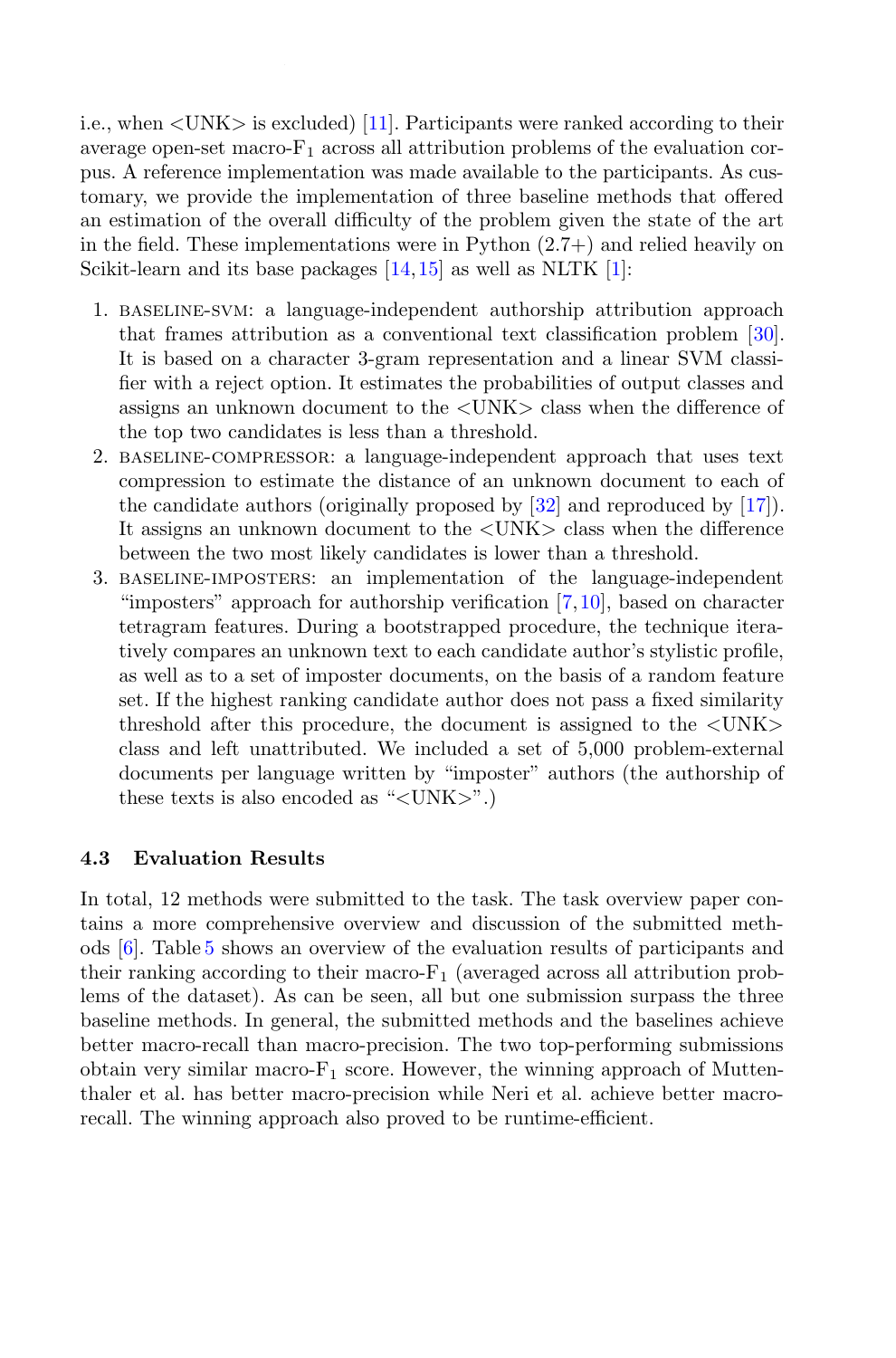i.e., when <UNK> is excluded) [11]. Participants were ranked according to their average open-set macro-$F_1$ across all attribution problems of the evaluation corpus. A reference implementation was made available to the participants. As customary, we provide the implementation of three baseline methods that offered an estimation of the overall difficulty of the problem given the state of the art in the field. These implementations were in Python (2.7+) and relied heavily on Scikit-learn and its base packages [14,15] as well as NLTK [1]:

1. BASELINE-SVM: a language-independent authorship attribution approach that frames attribution as a conventional text classification problem [30]. It is based on a character 3-gram representation and a linear SVM classifier with a reject option. It estimates the probabilities of output classes and assigns an unknown document to the <UNK> class when the difference of the top two candidates is less than a threshold.
2. BASELINE-COMPRESSOR: a language-independent approach that uses text compression to estimate the distance of an unknown document to each of the candidate authors (originally proposed by [32] and reproduced by [17]). It assigns an unknown document to the <UNK> class when the difference between the two most likely candidates is lower than a threshold.
3. BASELINE-IMPOSTERS: an implementation of the language-independent "imposters" approach for authorship verification [7,10], based on character tetragram features. During a bootstrapped procedure, the technique iteratively compares an unknown text to each candidate author's stylistic profile, as well as to a set of imposter documents, on the basis of a random feature set. If the highest ranking candidate author does not pass a fixed similarity threshold after this procedure, the document is assigned to the <UNK> class and left unattributed. We included a set of 5,000 problem-external documents per language written by "imposter" authors (the authorship of these texts is also encoded as "<UNK>".)

### 4.3 Evaluation Results

In total, 12 methods were submitted to the task. The task overview paper contains a more comprehensive overview and discussion of the submitted methods [6]. Table 5 shows an overview of the evaluation results of participants and their ranking according to their macro-$F_1$ (averaged across all attribution problems of the dataset). As can be seen, all but one submission surpass the three baseline methods. In general, the submitted methods and the baselines achieve better macro-recall than macro-precision. The two top-performing submissions obtain very similar macro-$F_1$ score. However, the winning approach of Muttenthaler et al. has better macro-precision while Neri et al. achieve better macro-recall. The winning approach also proved to be runtime-efficient.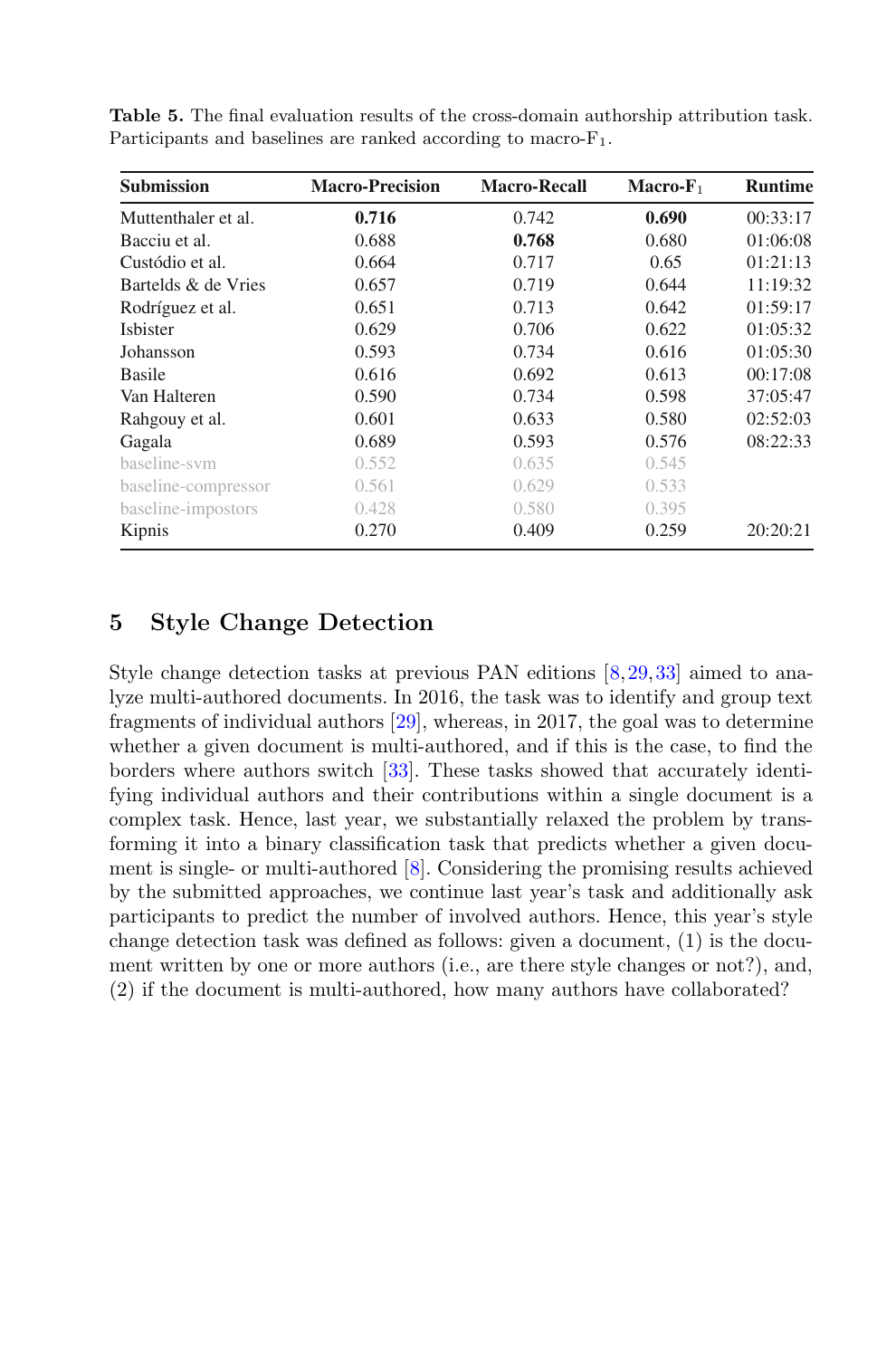**Table 5.** The final evaluation results of the cross-domain authorship attribution task. Participants and baselines are ranked according to macro-$F_1$.

| Submission | Macro-Precision | Macro-Recall | Macro-$F_1$ | Runtime |
|---|---|---|---|---|
| Muttenthaler et al. | **0.716** | 0.742 | **0.690** | 00:33:17 |
| Bacciu et al. | 0.688 | **0.768** | 0.680 | 01:06:08 |
| Custódio et al. | 0.664 | 0.717 | 0.65 | 01:21:13 |
| Bartelds & de Vries | 0.657 | 0.719 | 0.644 | 11:19:32 |
| Rodríguez et al. | 0.651 | 0.713 | 0.642 | 01:59:17 |
| Isbister | 0.629 | 0.706 | 0.622 | 01:05:32 |
| Johansson | 0.593 | 0.734 | 0.616 | 01:05:30 |
| Basile | 0.616 | 0.692 | 0.613 | 00:17:08 |
| Van Halteren | 0.590 | 0.734 | 0.598 | 37:05:47 |
| Rahgouy et al. | 0.601 | 0.633 | 0.580 | 02:52:03 |
| Gagala | 0.689 | 0.593 | 0.576 | 08:22:33 |
| baseline-svm | 0.552 | 0.635 | 0.545 | |
| baseline-compressor | 0.561 | 0.629 | 0.533 | |
| baseline-impostors | 0.428 | 0.580 | 0.395 | |
| Kipnis | 0.270 | 0.409 | 0.259 | 20:20:21 |

## 5 Style Change Detection

Style change detection tasks at previous PAN editions [8, 29, 33] aimed to analyze multi-authored documents. In 2016, the task was to identify and group text fragments of individual authors [29], whereas, in 2017, the goal was to determine whether a given document is multi-authored, and if this is the case, to find the borders where authors switch [33]. These tasks showed that accurately identifying individual authors and their contributions within a single document is a complex task. Hence, last year, we substantially relaxed the problem by transforming it into a binary classification task that predicts whether a given document is single- or multi-authored [8]. Considering the promising results achieved by the submitted approaches, we continue last year's task and additionally ask participants to predict the number of involved authors. Hence, this year's style change detection task was defined as follows: given a document, (1) is the document written by one or more authors (i.e., are there style changes or not?), and, (2) if the document is multi-authored, how many authors have collaborated?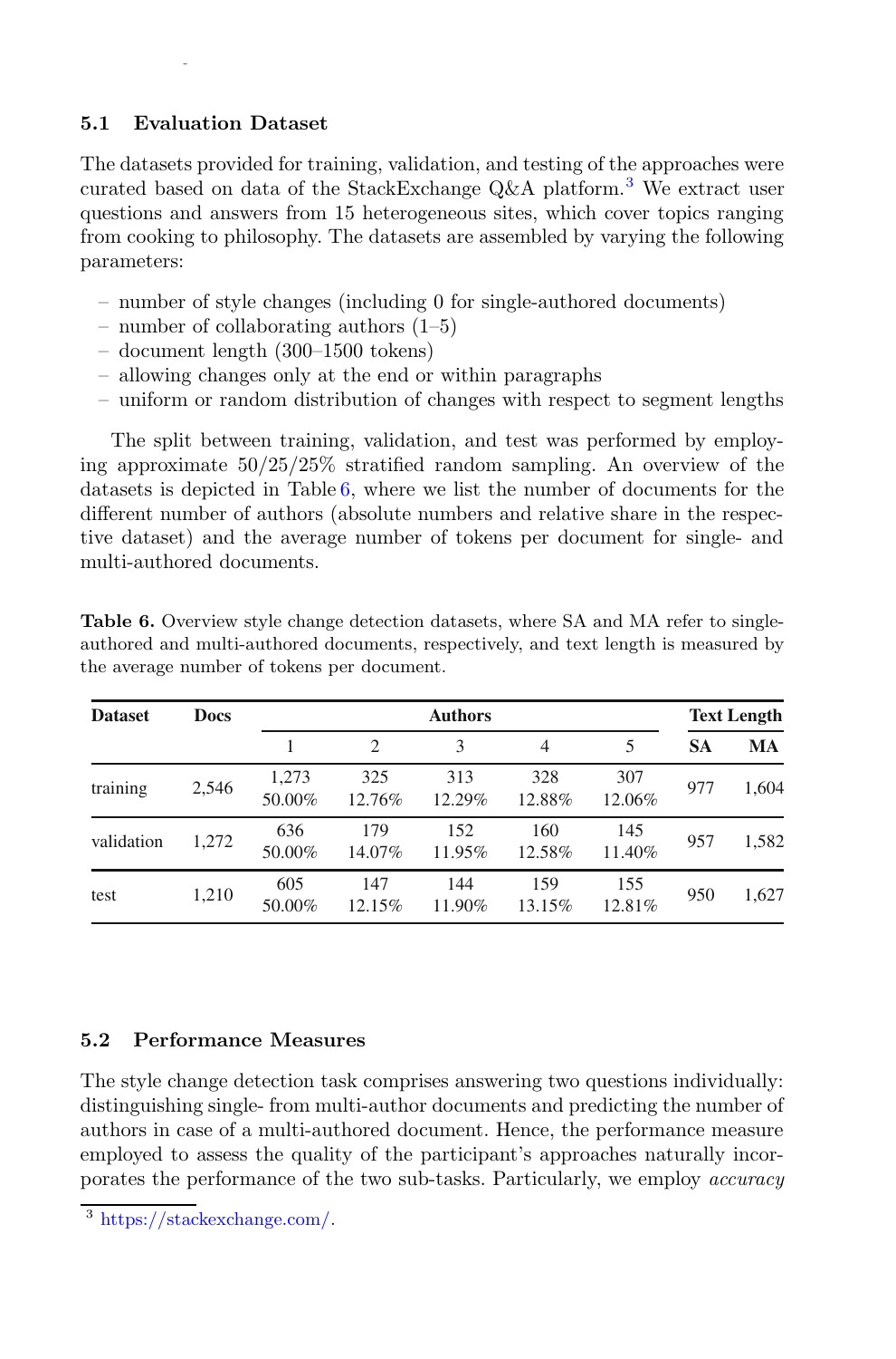### 5.1 Evaluation Dataset

The datasets provided for training, validation, and testing of the approaches were curated based on data of the StackExchange Q&A platform.[3] We extract user questions and answers from 15 heterogeneous sites, which cover topics ranging from cooking to philosophy. The datasets are assembled by varying the following parameters:

- number of style changes (including 0 for single-authored documents)
- number of collaborating authors (1–5)
- document length (300–1500 tokens)
- allowing changes only at the end or within paragraphs
- uniform or random distribution of changes with respect to segment lengths

The split between training, validation, and test was performed by employing approximate 50/25/25% stratified random sampling. An overview of the datasets is depicted in Table 6, where we list the number of documents for the different number of authors (absolute numbers and relative share in the respective dataset) and the average number of tokens per document for single- and multi-authored documents.

**Table 6.** Overview style change detection datasets, where SA and MA refer to single-authored and multi-authored documents, respectively, and text length is measured by the average number of tokens per document.

| Dataset | Docs | Authors | | | | | Text Length | |
|---|---|---|---|---|---|---|---|---|
| | | 1 | 2 | 3 | 4 | 5 | SA | MA |
| training | 2,546 | 1,273 50.00% | 325 12.76% | 313 12.29% | 328 12.88% | 307 12.06% | 977 | 1,604 |
| validation | 1,272 | 636 50.00% | 179 14.07% | 152 11.95% | 160 12.58% | 145 11.40% | 957 | 1,582 |
| test | 1,210 | 605 50.00% | 147 12.15% | 144 11.90% | 159 13.15% | 155 12.81% | 950 | 1,627 |

### 5.2 Performance Measures

The style change detection task comprises answering two questions individually: distinguishing single- from multi-author documents and predicting the number of authors in case of a multi-authored document. Hence, the performance measure employed to assess the quality of the participant's approaches naturally incorporates the performance of the two sub-tasks. Particularly, we employ *accuracy*

[3] https://stackexchange.com/.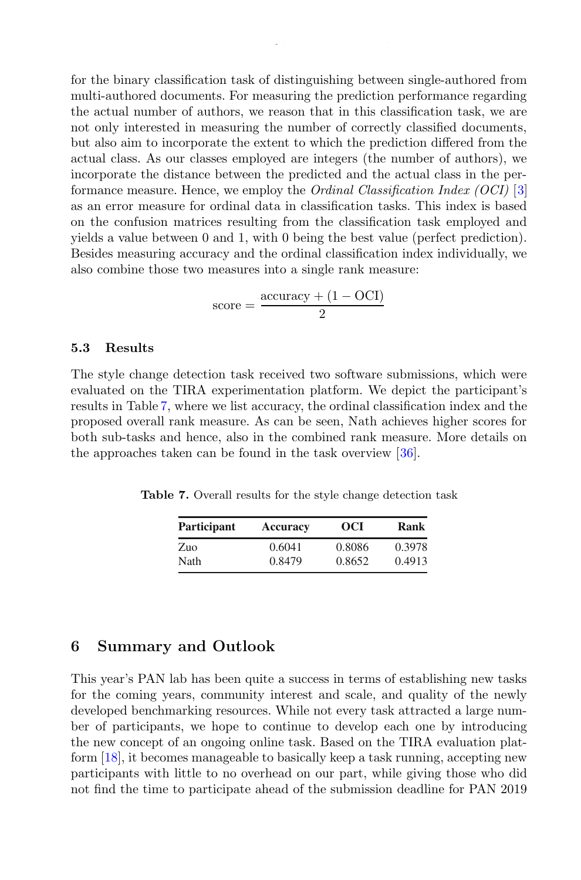for the binary classification task of distinguishing between single-authored from multi-authored documents. For measuring the prediction performance regarding the actual number of authors, we reason that in this classification task, we are not only interested in measuring the number of correctly classified documents, but also aim to incorporate the extent to which the prediction differed from the actual class. As our classes employed are integers (the number of authors), we incorporate the distance between the predicted and the actual class in the performance measure. Hence, we employ the *Ordinal Classification Index (OCI)* [3] as an error measure for ordinal data in classification tasks. This index is based on the confusion matrices resulting from the classification task employed and yields a value between 0 and 1, with 0 being the best value (perfect prediction). Besides measuring accuracy and the ordinal classification index individually, we also combine those two measures into a single rank measure:

$$\text{score} = \frac{\text{accuracy} + (1 - \text{OCI})}{2}$$

### 5.3 Results

The style change detection task received two software submissions, which were evaluated on the TIRA experimentation platform. We depict the participant's results in Table 7, where we list accuracy, the ordinal classification index and the proposed overall rank measure. As can be seen, Nath achieves higher scores for both sub-tasks and hence, also in the combined rank measure. More details on the approaches taken can be found in the task overview [36].

**Table 7.** Overall results for the style change detection task

| Participant | Accuracy | OCI | Rank |
|---|---|---|---|
| Zuo | 0.6041 | 0.8086 | 0.3978 |
| Nath | 0.8479 | 0.8652 | 0.4913 |

## 6 Summary and Outlook

This year's PAN lab has been quite a success in terms of establishing new tasks for the coming years, community interest and scale, and quality of the newly developed benchmarking resources. While not every task attracted a large number of participants, we hope to continue to develop each one by introducing the new concept of an ongoing online task. Based on the TIRA evaluation platform [18], it becomes manageable to basically keep a task running, accepting new participants with little to no overhead on our part, while giving those who did not find the time to participate ahead of the submission deadline for PAN 2019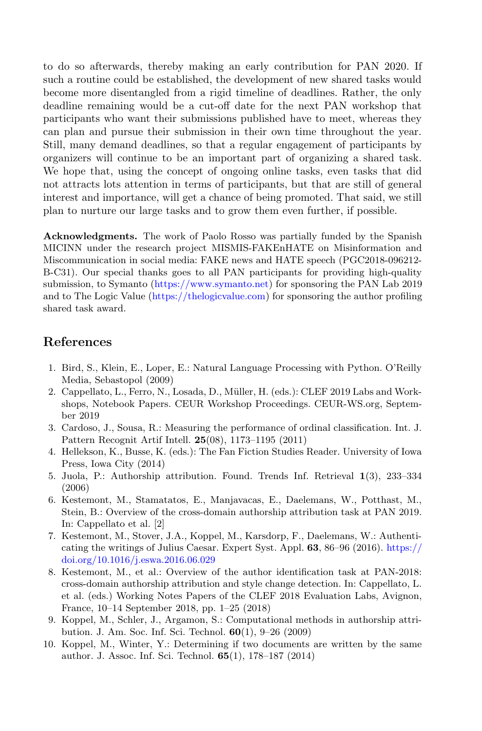to do so afterwards, thereby making an early contribution for PAN 2020. If such a routine could be established, the development of new shared tasks would become more disentangled from a rigid timeline of deadlines. Rather, the only deadline remaining would be a cut-off date for the next PAN workshop that participants who want their submissions published have to meet, whereas they can plan and pursue their submission in their own time throughout the year. Still, many demand deadlines, so that a regular engagement of participants by organizers will continue to be an important part of organizing a shared task. We hope that, using the concept of ongoing online tasks, even tasks that did not attracts lots attention in terms of participants, but that are still of general interest and importance, will get a chance of being promoted. That said, we still plan to nurture our large tasks and to grow them even further, if possible.

**Acknowledgments.** The work of Paolo Rosso was partially funded by the Spanish MICINN under the research project MISMIS-FAKEnHATE on Misinformation and Miscommunication in social media: FAKE news and HATE speech (PGC2018-096212-B-C31). Our special thanks goes to all PAN participants for providing high-quality submission, to Symanto (https://www.symanto.net) for sponsoring the PAN Lab 2019 and to The Logic Value (https://thelogicvalue.com) for sponsoring the author profiling shared task award.

## References

1. Bird, S., Klein, E., Loper, E.: Natural Language Processing with Python. O'Reilly Media, Sebastopol (2009)
2. Cappellato, L., Ferro, N., Losada, D., Müller, H. (eds.): CLEF 2019 Labs and Workshops, Notebook Papers. CEUR Workshop Proceedings. CEUR-WS.org, September 2019
3. Cardoso, J., Sousa, R.: Measuring the performance of ordinal classification. Int. J. Pattern Recognit Artif Intell. **25**(08), 1173–1195 (2011)
4. Hellekson, K., Busse, K. (eds.): The Fan Fiction Studies Reader. University of Iowa Press, Iowa City (2014)
5. Juola, P.: Authorship attribution. Found. Trends Inf. Retrieval **1**(3), 233–334 (2006)
6. Kestemont, M., Stamatatos, E., Manjavacas, E., Daelemans, W., Potthast, M., Stein, B.: Overview of the cross-domain authorship attribution task at PAN 2019. In: Cappellato et al. [2]
7. Kestemont, M., Stover, J.A., Koppel, M., Karsdorp, F., Daelemans, W.: Authenticating the writings of Julius Caesar. Expert Syst. Appl. **63**, 86–96 (2016). https://doi.org/10.1016/j.eswa.2016.06.029
8. Kestemont, M., et al.: Overview of the author identification task at PAN-2018: cross-domain authorship attribution and style change detection. In: Cappellato, L. et al. (eds.) Working Notes Papers of the CLEF 2018 Evaluation Labs, Avignon, France, 10–14 September 2018, pp. 1–25 (2018)
9. Koppel, M., Schler, J., Argamon, S.: Computational methods in authorship attribution. J. Am. Soc. Inf. Sci. Technol. **60**(1), 9–26 (2009)
10. Koppel, M., Winter, Y.: Determining if two documents are written by the same author. J. Assoc. Inf. Sci. Technol. **65**(1), 178–187 (2014)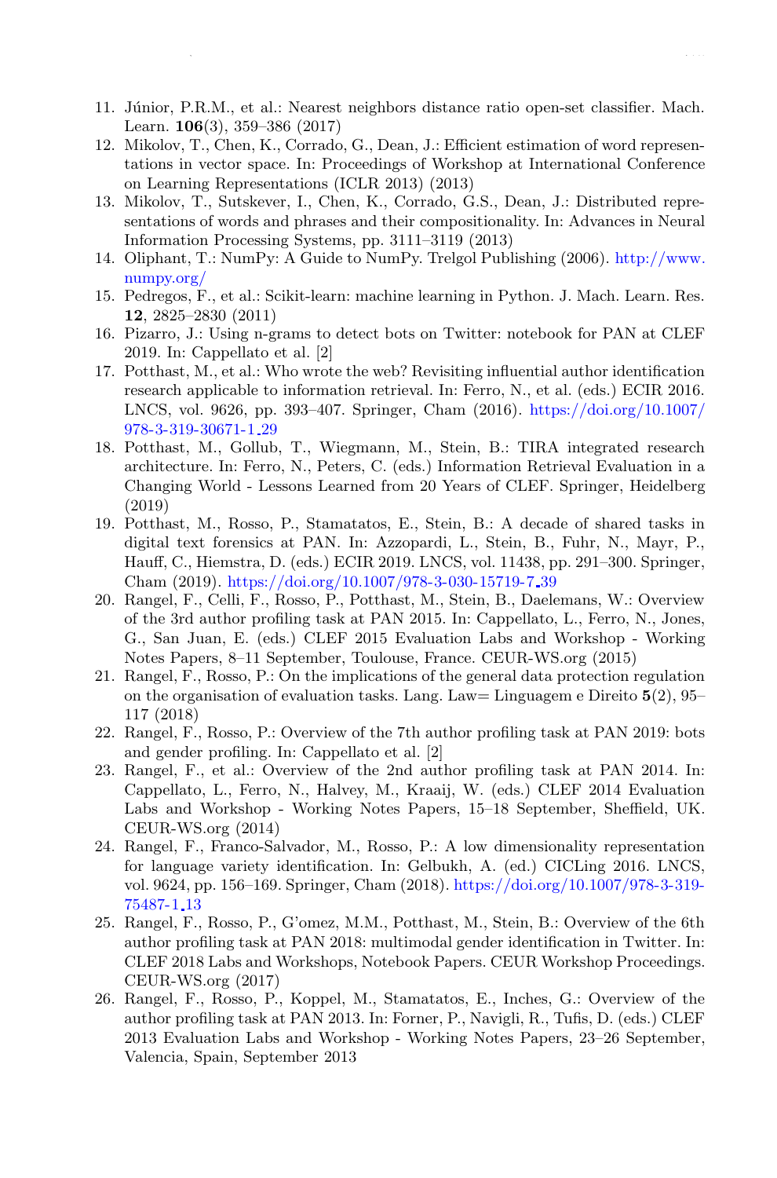11. Júnior, P.R.M., et al.: Nearest neighbors distance ratio open-set classifier. Mach. Learn. **106**(3), 359–386 (2017)
12. Mikolov, T., Chen, K., Corrado, G., Dean, J.: Efficient estimation of word representations in vector space. In: Proceedings of Workshop at International Conference on Learning Representations (ICLR 2013) (2013)
13. Mikolov, T., Sutskever, I., Chen, K., Corrado, G.S., Dean, J.: Distributed representations of words and phrases and their compositionality. In: Advances in Neural Information Processing Systems, pp. 3111–3119 (2013)
14. Oliphant, T.: NumPy: A Guide to NumPy. Trelgol Publishing (2006). http://www.numpy.org/
15. Pedregos, F., et al.: Scikit-learn: machine learning in Python. J. Mach. Learn. Res. **12**, 2825–2830 (2011)
16. Pizarro, J.: Using n-grams to detect bots on Twitter: notebook for PAN at CLEF 2019. In: Cappellato et al. [2]
17. Potthast, M., et al.: Who wrote the web? Revisiting influential author identification research applicable to information retrieval. In: Ferro, N., et al. (eds.) ECIR 2016. LNCS, vol. 9626, pp. 393–407. Springer, Cham (2016). https://doi.org/10.1007/978-3-319-30671-1_29
18. Potthast, M., Gollub, T., Wiegmann, M., Stein, B.: TIRA integrated research architecture. In: Ferro, N., Peters, C. (eds.) Information Retrieval Evaluation in a Changing World - Lessons Learned from 20 Years of CLEF. Springer, Heidelberg (2019)
19. Potthast, M., Rosso, P., Stamatatos, E., Stein, B.: A decade of shared tasks in digital text forensics at PAN. In: Azzopardi, L., Stein, B., Fuhr, N., Mayr, P., Hauff, C., Hiemstra, D. (eds.) ECIR 2019. LNCS, vol. 11438, pp. 291–300. Springer, Cham (2019). https://doi.org/10.1007/978-3-030-15719-7_39
20. Rangel, F., Celli, F., Rosso, P., Potthast, M., Stein, B., Daelemans, W.: Overview of the 3rd author profiling task at PAN 2015. In: Cappellato, L., Ferro, N., Jones, G., San Juan, E. (eds.) CLEF 2015 Evaluation Labs and Workshop - Working Notes Papers, 8–11 September, Toulouse, France. CEUR-WS.org (2015)
21. Rangel, F., Rosso, P.: On the implications of the general data protection regulation on the organisation of evaluation tasks. Lang. Law= Linguagem e Direito **5**(2), 95–117 (2018)
22. Rangel, F., Rosso, P.: Overview of the 7th author profiling task at PAN 2019: bots and gender profiling. In: Cappellato et al. [2]
23. Rangel, F., et al.: Overview of the 2nd author profiling task at PAN 2014. In: Cappellato, L., Ferro, N., Halvey, M., Kraaij, W. (eds.) CLEF 2014 Evaluation Labs and Workshop - Working Notes Papers, 15–18 September, Sheffield, UK. CEUR-WS.org (2014)
24. Rangel, F., Franco-Salvador, M., Rosso, P.: A low dimensionality representation for language variety identification. In: Gelbukh, A. (ed.) CICLing 2016. LNCS, vol. 9624, pp. 156–169. Springer, Cham (2018). https://doi.org/10.1007/978-3-319-75487-1_13
25. Rangel, F., Rosso, P., G'omez, M.M., Potthast, M., Stein, B.: Overview of the 6th author profiling task at PAN 2018: multimodal gender identification in Twitter. In: CLEF 2018 Labs and Workshops, Notebook Papers. CEUR Workshop Proceedings. CEUR-WS.org (2017)
26. Rangel, F., Rosso, P., Koppel, M., Stamatatos, E., Inches, G.: Overview of the author profiling task at PAN 2013. In: Forner, P., Navigli, R., Tufis, D. (eds.) CLEF 2013 Evaluation Labs and Workshop - Working Notes Papers, 23–26 September, Valencia, Spain, September 2013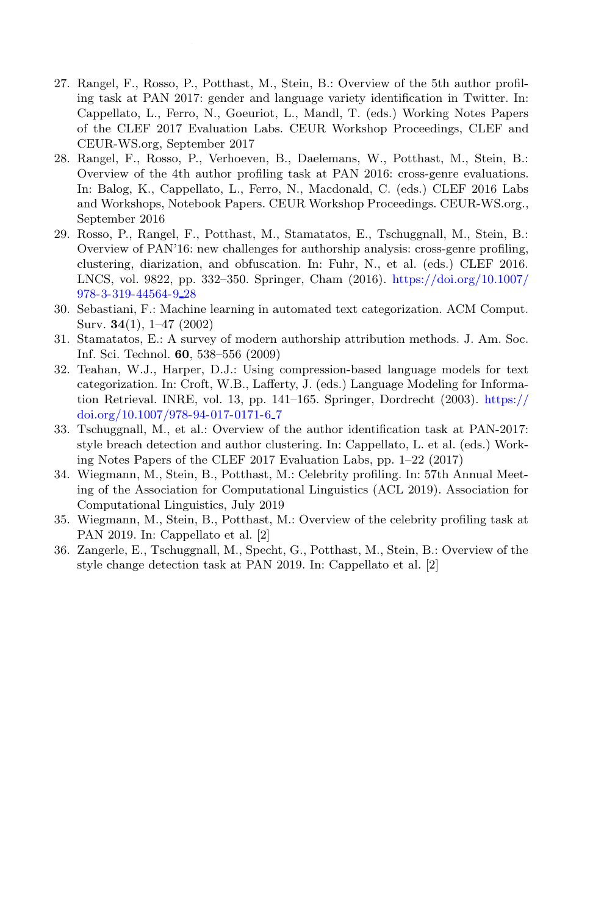27. Rangel, F., Rosso, P., Potthast, M., Stein, B.: Overview of the 5th author profiling task at PAN 2017: gender and language variety identification in Twitter. In: Cappellato, L., Ferro, N., Goeuriot, L., Mandl, T. (eds.) Working Notes Papers of the CLEF 2017 Evaluation Labs. CEUR Workshop Proceedings, CLEF and CEUR-WS.org, September 2017
28. Rangel, F., Rosso, P., Verhoeven, B., Daelemans, W., Potthast, M., Stein, B.: Overview of the 4th author profiling task at PAN 2016: cross-genre evaluations. In: Balog, K., Cappellato, L., Ferro, N., Macdonald, C. (eds.) CLEF 2016 Labs and Workshops, Notebook Papers. CEUR Workshop Proceedings. CEUR-WS.org., September 2016
29. Rosso, P., Rangel, F., Potthast, M., Stamatatos, E., Tschuggnall, M., Stein, B.: Overview of PAN'16: new challenges for authorship analysis: cross-genre profiling, clustering, diarization, and obfuscation. In: Fuhr, N., et al. (eds.) CLEF 2016. LNCS, vol. 9822, pp. 332–350. Springer, Cham (2016). https://doi.org/10.1007/978-3-319-44564-9_28
30. Sebastiani, F.: Machine learning in automated text categorization. ACM Comput. Surv. **34**(1), 1–47 (2002)
31. Stamatatos, E.: A survey of modern authorship attribution methods. J. Am. Soc. Inf. Sci. Technol. **60**, 538–556 (2009)
32. Teahan, W.J., Harper, D.J.: Using compression-based language models for text categorization. In: Croft, W.B., Lafferty, J. (eds.) Language Modeling for Information Retrieval. INRE, vol. 13, pp. 141–165. Springer, Dordrecht (2003). https://doi.org/10.1007/978-94-017-0171-6_7
33. Tschuggnall, M., et al.: Overview of the author identification task at PAN-2017: style breach detection and author clustering. In: Cappellato, L. et al. (eds.) Working Notes Papers of the CLEF 2017 Evaluation Labs, pp. 1–22 (2017)
34. Wiegmann, M., Stein, B., Potthast, M.: Celebrity profiling. In: 57th Annual Meeting of the Association for Computational Linguistics (ACL 2019). Association for Computational Linguistics, July 2019
35. Wiegmann, M., Stein, B., Potthast, M.: Overview of the celebrity profiling task at PAN 2019. In: Cappellato et al. [2]
36. Zangerle, E., Tschuggnall, M., Specht, G., Potthast, M., Stein, B.: Overview of the style change detection task at PAN 2019. In: Cappellato et al. [2]